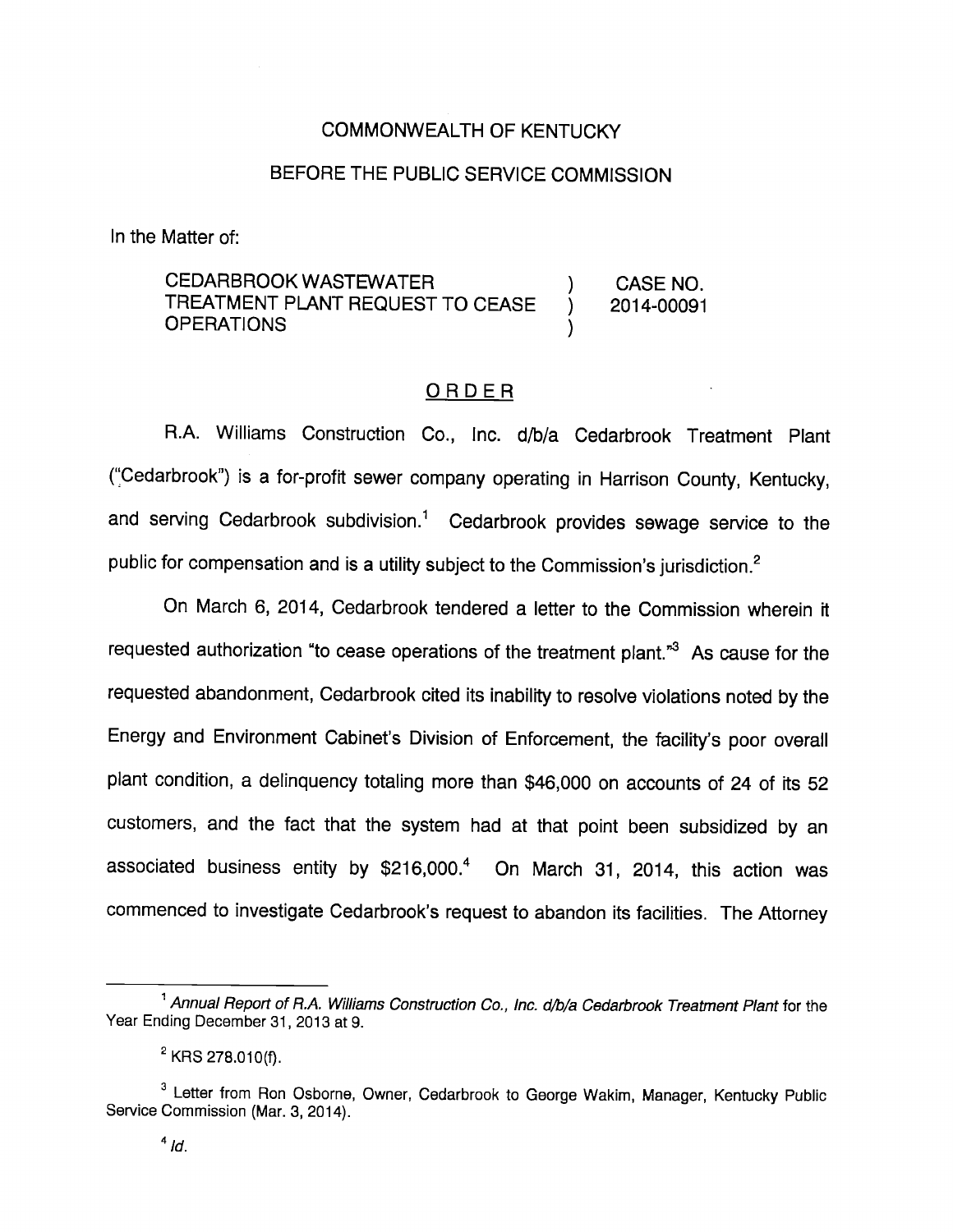COMMONWEALTH OF KENTUCKY

BEFORE THE PUBLIC SERVICE COMMISSION

In the Matter of:

| | | |
|---|---|---|
| CEDARBROOK WASTEWATER TREATMENT PLANT REQUEST TO CEASE OPERATIONS | ) ) ) | CASE NO. 2014-00091 |

## ORDER

R.A. Williams Construction Co., Inc. d/b/a Cedarbrook Treatment Plant ("Cedarbrook") is a for-profit sewer company operating in Harrison County, Kentucky, and serving Cedarbrook subdivision.[1] Cedarbrook provides sewage service to the public for compensation and is a utility subject to the Commission's jurisdiction.[2]

On March 6, 2014, Cedarbrook tendered a letter to the Commission wherein it requested authorization "to cease operations of the treatment plant."[3] As cause for the requested abandonment, Cedarbrook cited its inability to resolve violations noted by the Energy and Environment Cabinet's Division of Enforcement, the facility's poor overall plant condition, a delinquency totaling more than $46,000 on accounts of 24 of its 52 customers, and the fact that the system had at that point been subsidized by an associated business entity by $216,000.[4] On March 31, 2014, this action was commenced to investigate Cedarbrook's request to abandon its facilities. The Attorney

---

[1] *Annual Report of R.A. Williams Construction Co., Inc. d/b/a Cedarbrook Treatment Plant* for the Year Ending December 31, 2013 at 9.

[2] KRS 278.010(f).

[3] Letter from Ron Osborne, Owner, Cedarbrook to George Wakim, Manager, Kentucky Public Service Commission (Mar. 3, 2014).

[4] *Id.*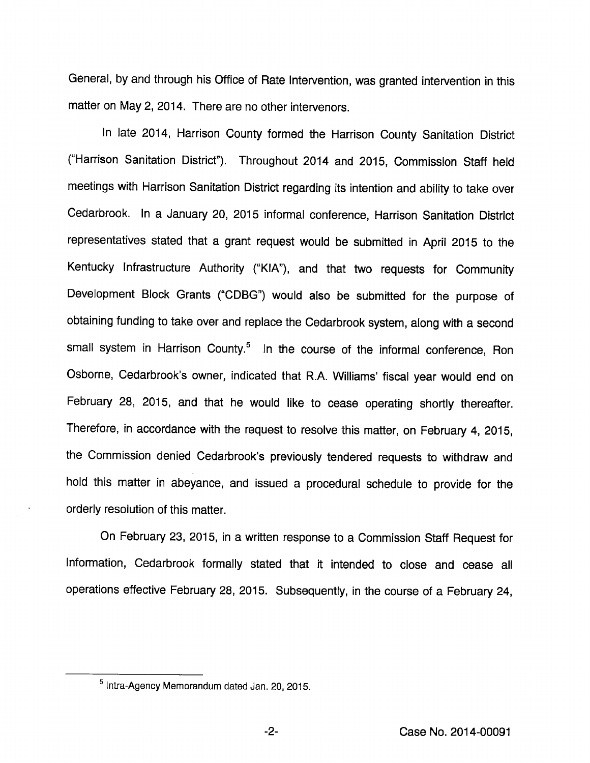General, by and through his Office of Rate Intervention, was granted intervention in this matter on May 2, 2014. There are no other intervenors.

In late 2014, Harrison County formed the Harrison County Sanitation District ("Harrison Sanitation District"). Throughout 2014 and 2015, Commission Staff held meetings with Harrison Sanitation District regarding its intention and ability to take over Cedarbrook. In a January 20, 2015 informal conference, Harrison Sanitation District representatives stated that a grant request would be submitted in April 2015 to the Kentucky Infrastructure Authority ("KIA"), and that two requests for Community Development Block Grants ("CDBG") would also be submitted for the purpose of obtaining funding to take over and replace the Cedarbrook system, along with a second small system in Harrison County.[5] In the course of the informal conference, Ron Osborne, Cedarbrook's owner, indicated that R.A. Williams' fiscal year would end on February 28, 2015, and that he would like to cease operating shortly thereafter. Therefore, in accordance with the request to resolve this matter, on February 4, 2015, the Commission denied Cedarbrook's previously tendered requests to withdraw and hold this matter in abeyance, and issued a procedural schedule to provide for the orderly resolution of this matter.

On February 23, 2015, in a written response to a Commission Staff Request for Information, Cedarbrook formally stated that it intended to close and cease all operations effective February 28, 2015. Subsequently, in the course of a February 24,

[5] Intra-Agency Memorandum dated Jan. 20, 2015.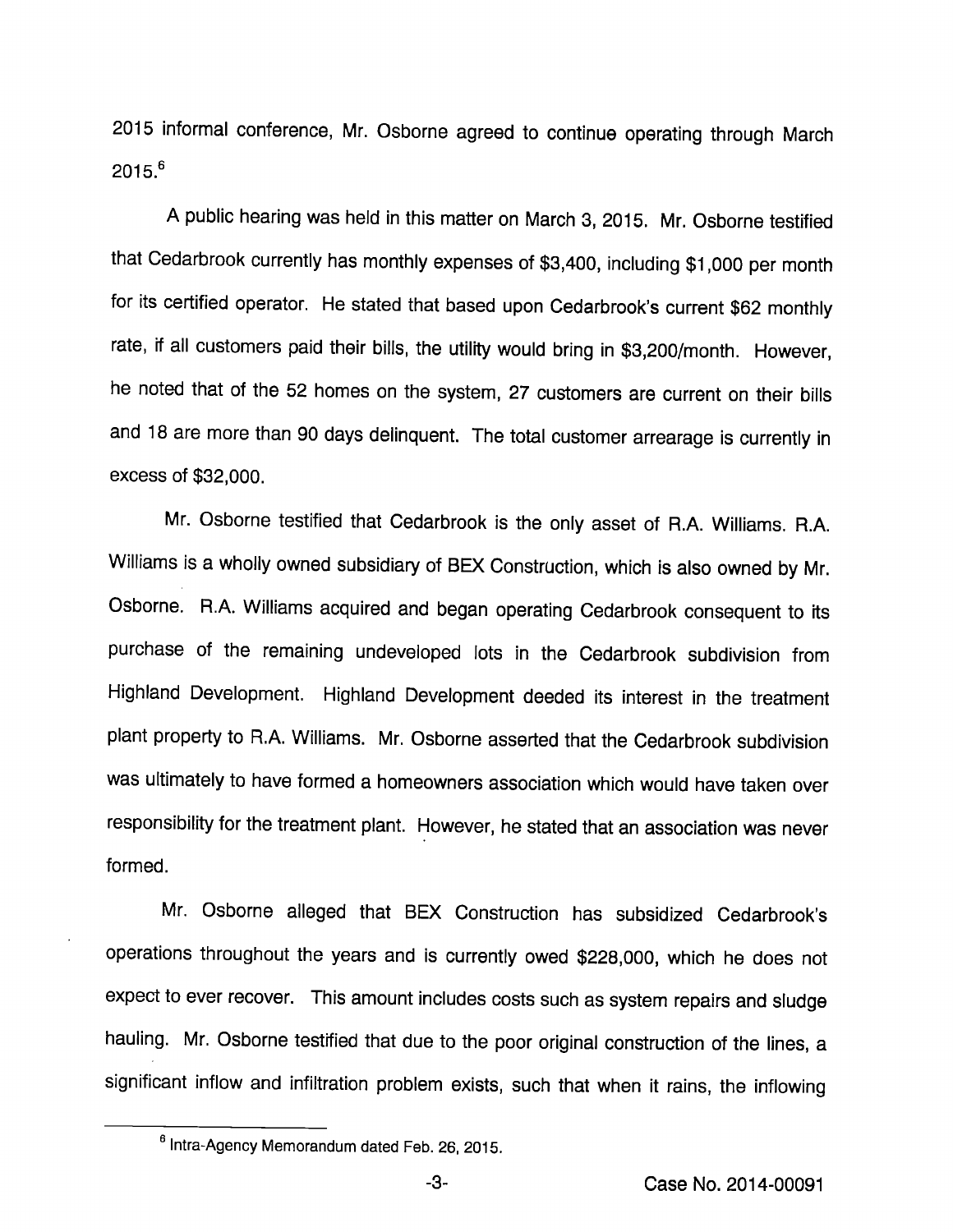2015 informal conference, Mr. Osborne agreed to continue operating through March 2015.[6]

A public hearing was held in this matter on March 3, 2015. Mr. Osborne testified that Cedarbrook currently has monthly expenses of $3,400, including $1,000 per month for its certified operator. He stated that based upon Cedarbrook's current $62 monthly rate, if all customers paid their bills, the utility would bring in $3,200/month. However, he noted that of the 52 homes on the system, 27 customers are current on their bills and 18 are more than 90 days delinquent. The total customer arrearage is currently in excess of $32,000.

Mr. Osborne testified that Cedarbrook is the only asset of R.A. Williams. R.A. Williams is a wholly owned subsidiary of BEX Construction, which is also owned by Mr. Osborne. R.A. Williams acquired and began operating Cedarbrook consequent to its purchase of the remaining undeveloped lots in the Cedarbrook subdivision from Highland Development. Highland Development deeded its interest in the treatment plant property to R.A. Williams. Mr. Osborne asserted that the Cedarbrook subdivision was ultimately to have formed a homeowners association which would have taken over responsibility for the treatment plant. However, he stated that an association was never formed.

Mr. Osborne alleged that BEX Construction has subsidized Cedarbrook's operations throughout the years and is currently owed $228,000, which he does not expect to ever recover. This amount includes costs such as system repairs and sludge hauling. Mr. Osborne testified that due to the poor original construction of the lines, a significant inflow and infiltration problem exists, such that when it rains, the inflowing

[6] Intra-Agency Memorandum dated Feb. 26, 2015.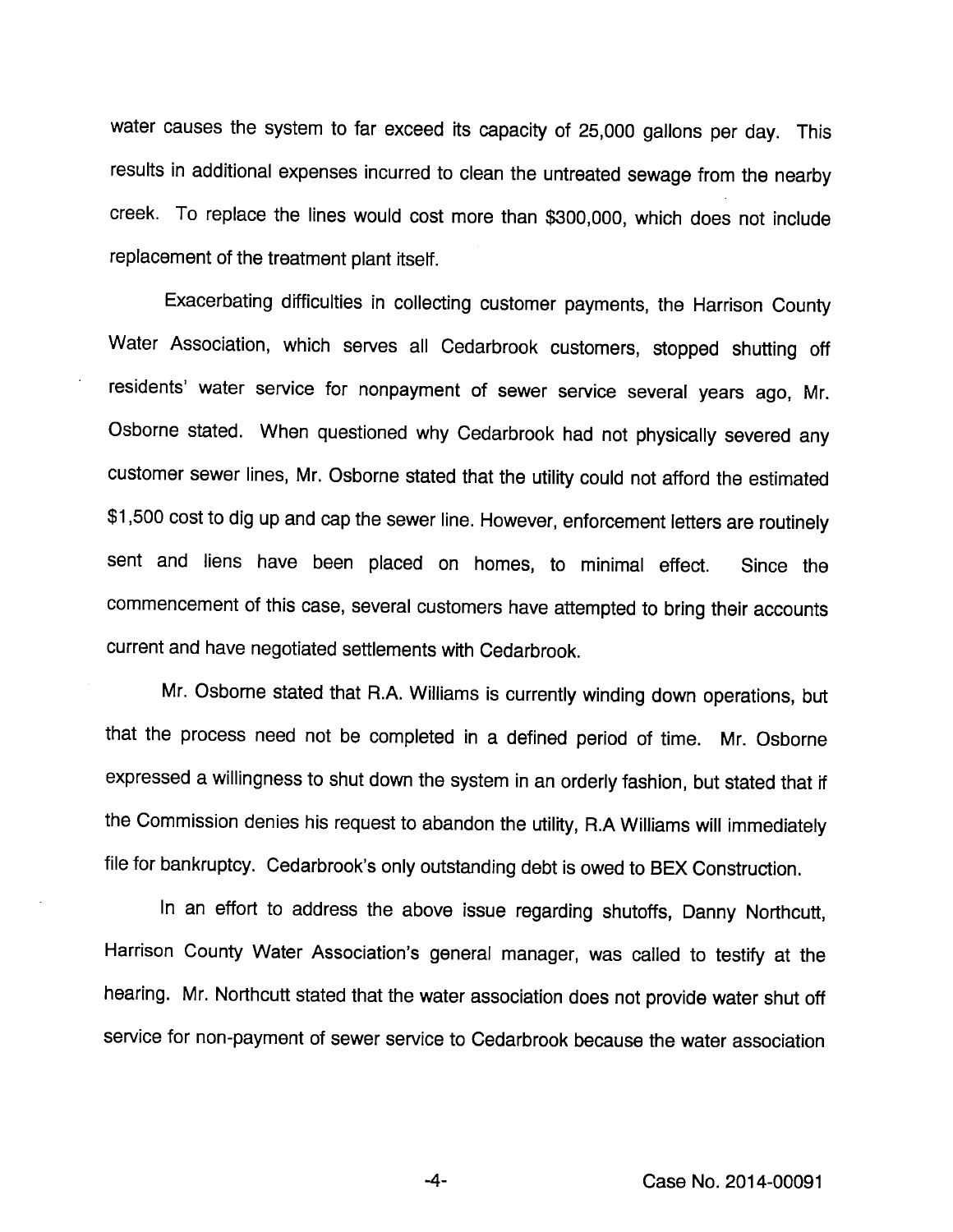water causes the system to far exceed its capacity of 25,000 gallons per day. This results in additional expenses incurred to clean the untreated sewage from the nearby creek. To replace the lines would cost more than $300,000, which does not include replacement of the treatment plant itself.

Exacerbating difficulties in collecting customer payments, the Harrison County Water Association, which serves all Cedarbrook customers, stopped shutting off residents' water service for nonpayment of sewer service several years ago, Mr. Osborne stated. When questioned why Cedarbrook had not physically severed any customer sewer lines, Mr. Osborne stated that the utility could not afford the estimated $1,500 cost to dig up and cap the sewer line. However, enforcement letters are routinely sent and liens have been placed on homes, to minimal effect. Since the commencement of this case, several customers have attempted to bring their accounts current and have negotiated settlements with Cedarbrook.

Mr. Osborne stated that R.A. Williams is currently winding down operations, but that the process need not be completed in a defined period of time. Mr. Osborne expressed a willingness to shut down the system in an orderly fashion, but stated that if the Commission denies his request to abandon the utility, R.A Williams will immediately file for bankruptcy. Cedarbrook's only outstanding debt is owed to BEX Construction.

In an effort to address the above issue regarding shutoffs, Danny Northcutt, Harrison County Water Association's general manager, was called to testify at the hearing. Mr. Northcutt stated that the water association does not provide water shut off service for non-payment of sewer service to Cedarbrook because the water association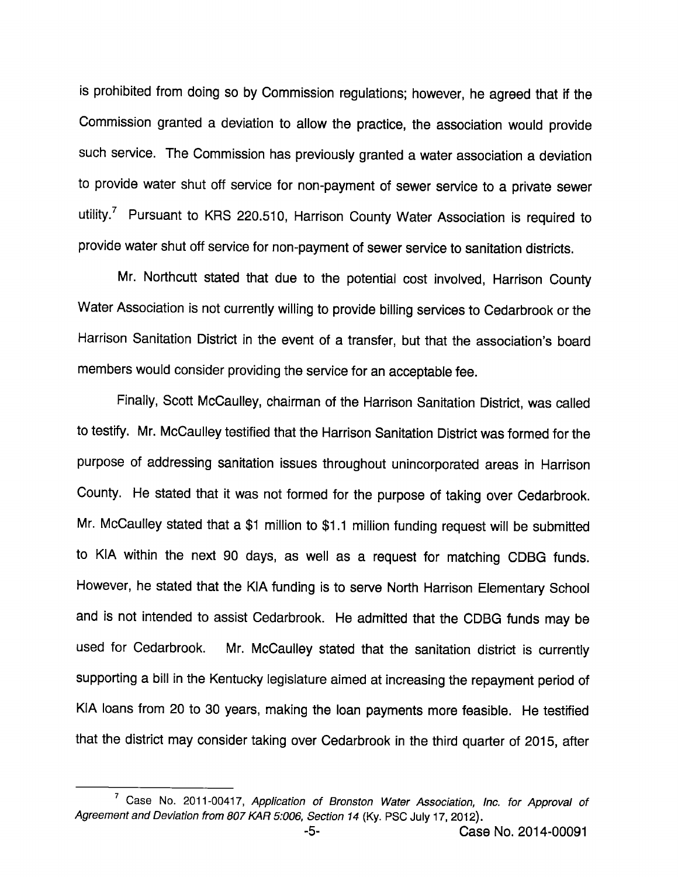is prohibited from doing so by Commission regulations; however, he agreed that if the Commission granted a deviation to allow the practice, the association would provide such service. The Commission has previously granted a water association a deviation to provide water shut off service for non-payment of sewer service to a private sewer utility.[7] Pursuant to KRS 220.510, Harrison County Water Association is required to provide water shut off service for non-payment of sewer service to sanitation districts.

Mr. Northcutt stated that due to the potential cost involved, Harrison County Water Association is not currently willing to provide billing services to Cedarbrook or the Harrison Sanitation District in the event of a transfer, but that the association's board members would consider providing the service for an acceptable fee.

Finally, Scott McCaulley, chairman of the Harrison Sanitation District, was called to testify. Mr. McCaulley testified that the Harrison Sanitation District was formed for the purpose of addressing sanitation issues throughout unincorporated areas in Harrison County. He stated that it was not formed for the purpose of taking over Cedarbrook. Mr. McCaulley stated that a $1 million to $1.1 million funding request will be submitted to KIA within the next 90 days, as well as a request for matching CDBG funds. However, he stated that the KIA funding is to serve North Harrison Elementary School and is not intended to assist Cedarbrook. He admitted that the CDBG funds may be used for Cedarbrook. Mr. McCaulley stated that the sanitation district is currently supporting a bill in the Kentucky legislature aimed at increasing the repayment period of KIA loans from 20 to 30 years, making the loan payments more feasible. He testified that the district may consider taking over Cedarbrook in the third quarter of 2015, after

[7] Case No. 2011-00417, *Application of Bronston Water Association, Inc. for Approval of Agreement and Deviation from 807 KAR 5:006, Section 14* (Ky. PSC July 17, 2012).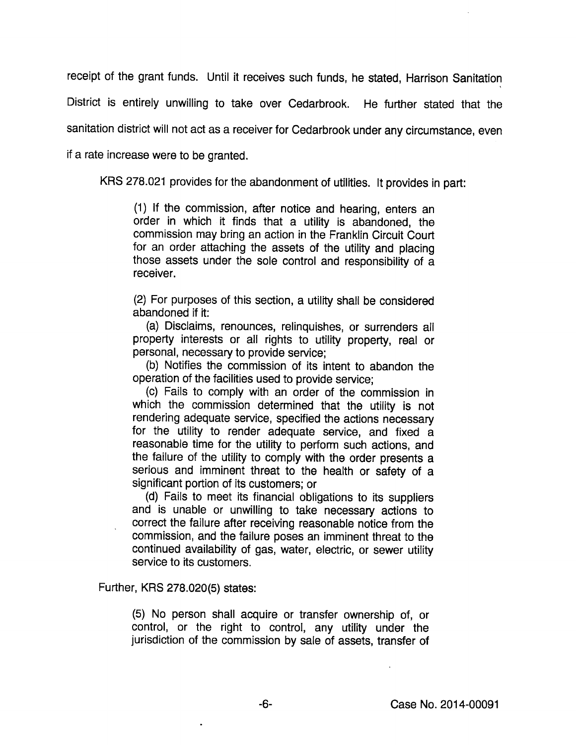receipt of the grant funds. Until it receives such funds, he stated, Harrison Sanitation District is entirely unwilling to take over Cedarbrook. He further stated that the sanitation district will not act as a receiver for Cedarbrook under any circumstance, even if a rate increase were to be granted.

KRS 278.021 provides for the abandonment of utilities. It provides in part:

> (1) If the commission, after notice and hearing, enters an order in which it finds that a utility is abandoned, the commission may bring an action in the Franklin Circuit Court for an order attaching the assets of the utility and placing those assets under the sole control and responsibility of a receiver.
>
> (2) For purposes of this section, a utility shall be considered abandoned if it:
>
> (a) Disclaims, renounces, relinquishes, or surrenders all property interests or all rights to utility property, real or personal, necessary to provide service;
>
> (b) Notifies the commission of its intent to abandon the operation of the facilities used to provide service;
>
> (c) Fails to comply with an order of the commission in which the commission determined that the utility is not rendering adequate service, specified the actions necessary for the utility to render adequate service, and fixed a reasonable time for the utility to perform such actions, and the failure of the utility to comply with the order presents a serious and imminent threat to the health or safety of a significant portion of its customers; or
>
> (d) Fails to meet its financial obligations to its suppliers and is unable or unwilling to take necessary actions to correct the failure after receiving reasonable notice from the commission, and the failure poses an imminent threat to the continued availability of gas, water, electric, or sewer utility service to its customers.

Further, KRS 278.020(5) states:

> (5) No person shall acquire or transfer ownership of, or control, or the right to control, any utility under the jurisdiction of the commission by sale of assets, transfer of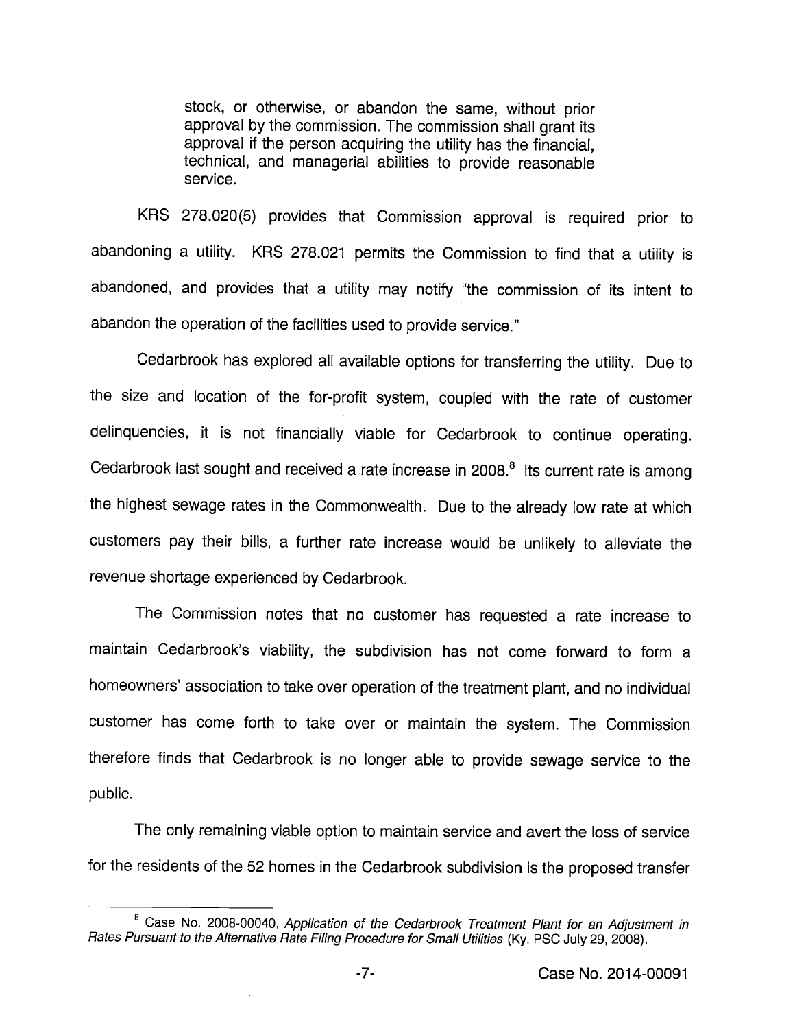> stock, or otherwise, or abandon the same, without prior approval by the commission. The commission shall grant its approval if the person acquiring the utility has the financial, technical, and managerial abilities to provide reasonable service.

KRS 278.020(5) provides that Commission approval is required prior to abandoning a utility. KRS 278.021 permits the Commission to find that a utility is abandoned, and provides that a utility may notify "the commission of its intent to abandon the operation of the facilities used to provide service."

Cedarbrook has explored all available options for transferring the utility. Due to the size and location of the for-profit system, coupled with the rate of customer delinquencies, it is not financially viable for Cedarbrook to continue operating. Cedarbrook last sought and received a rate increase in 2008.[8] Its current rate is among the highest sewage rates in the Commonwealth. Due to the already low rate at which customers pay their bills, a further rate increase would be unlikely to alleviate the revenue shortage experienced by Cedarbrook.

The Commission notes that no customer has requested a rate increase to maintain Cedarbrook's viability, the subdivision has not come forward to form a homeowners' association to take over operation of the treatment plant, and no individual customer has come forth to take over or maintain the system. The Commission therefore finds that Cedarbrook is no longer able to provide sewage service to the public.

The only remaining viable option to maintain service and avert the loss of service for the residents of the 52 homes in the Cedarbrook subdivision is the proposed transfer

[8] Case No. 2008-00040, *Application of the Cedarbrook Treatment Plant for an Adjustment in Rates Pursuant to the Alternative Rate Filing Procedure for Small Utilities* (Ky. PSC July 29, 2008).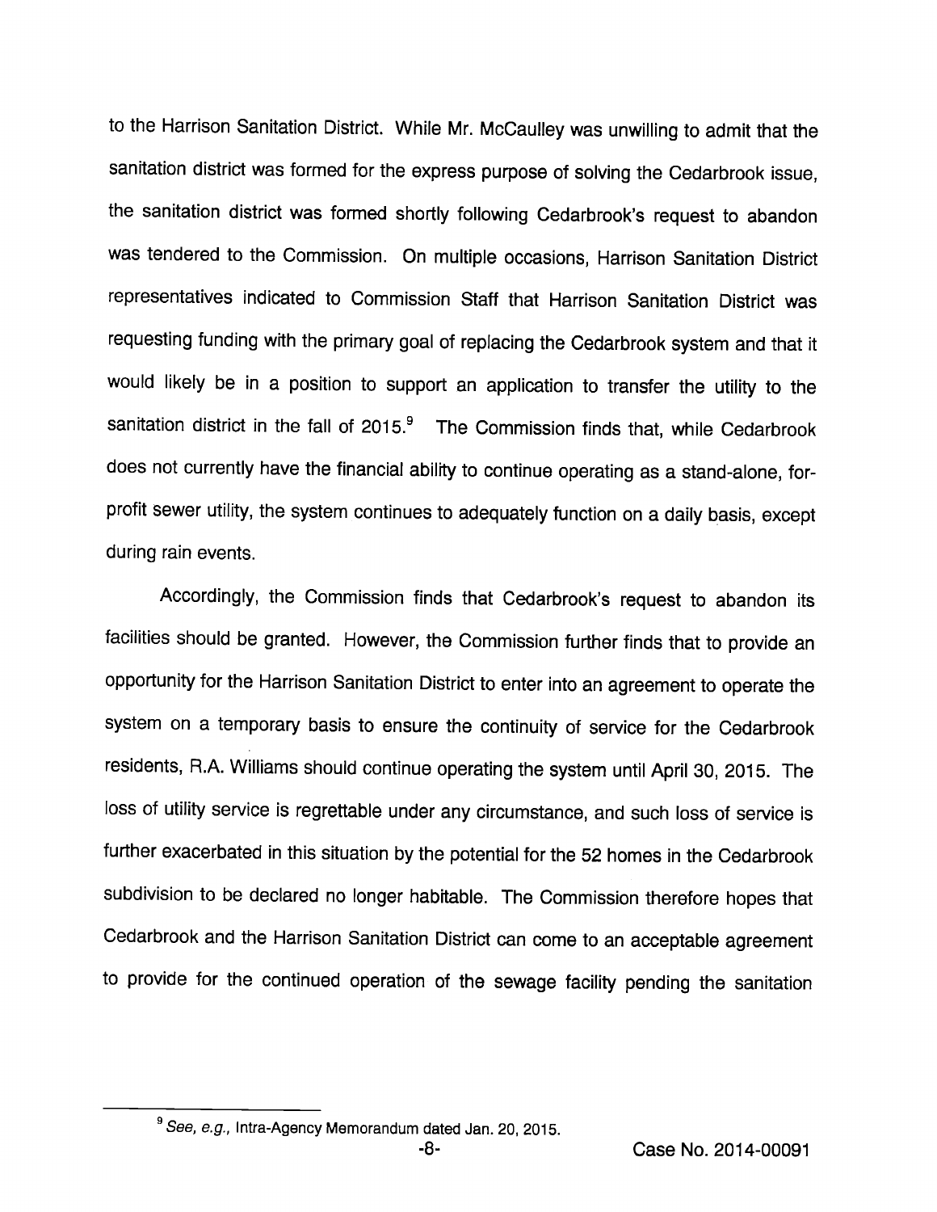to the Harrison Sanitation District. While Mr. McCaulley was unwilling to admit that the sanitation district was formed for the express purpose of solving the Cedarbrook issue, the sanitation district was formed shortly following Cedarbrook's request to abandon was tendered to the Commission. On multiple occasions, Harrison Sanitation District representatives indicated to Commission Staff that Harrison Sanitation District was requesting funding with the primary goal of replacing the Cedarbrook system and that it would likely be in a position to support an application to transfer the utility to the sanitation district in the fall of 2015.[9] The Commission finds that, while Cedarbrook does not currently have the financial ability to continue operating as a stand-alone, for-profit sewer utility, the system continues to adequately function on a daily basis, except during rain events.

Accordingly, the Commission finds that Cedarbrook's request to abandon its facilities should be granted. However, the Commission further finds that to provide an opportunity for the Harrison Sanitation District to enter into an agreement to operate the system on a temporary basis to ensure the continuity of service for the Cedarbrook residents, R.A. Williams should continue operating the system until April 30, 2015. The loss of utility service is regrettable under any circumstance, and such loss of service is further exacerbated in this situation by the potential for the 52 homes in the Cedarbrook subdivision to be declared no longer habitable. The Commission therefore hopes that Cedarbrook and the Harrison Sanitation District can come to an acceptable agreement to provide for the continued operation of the sewage facility pending the sanitation

[9] *See, e.g.,* Intra-Agency Memorandum dated Jan. 20, 2015.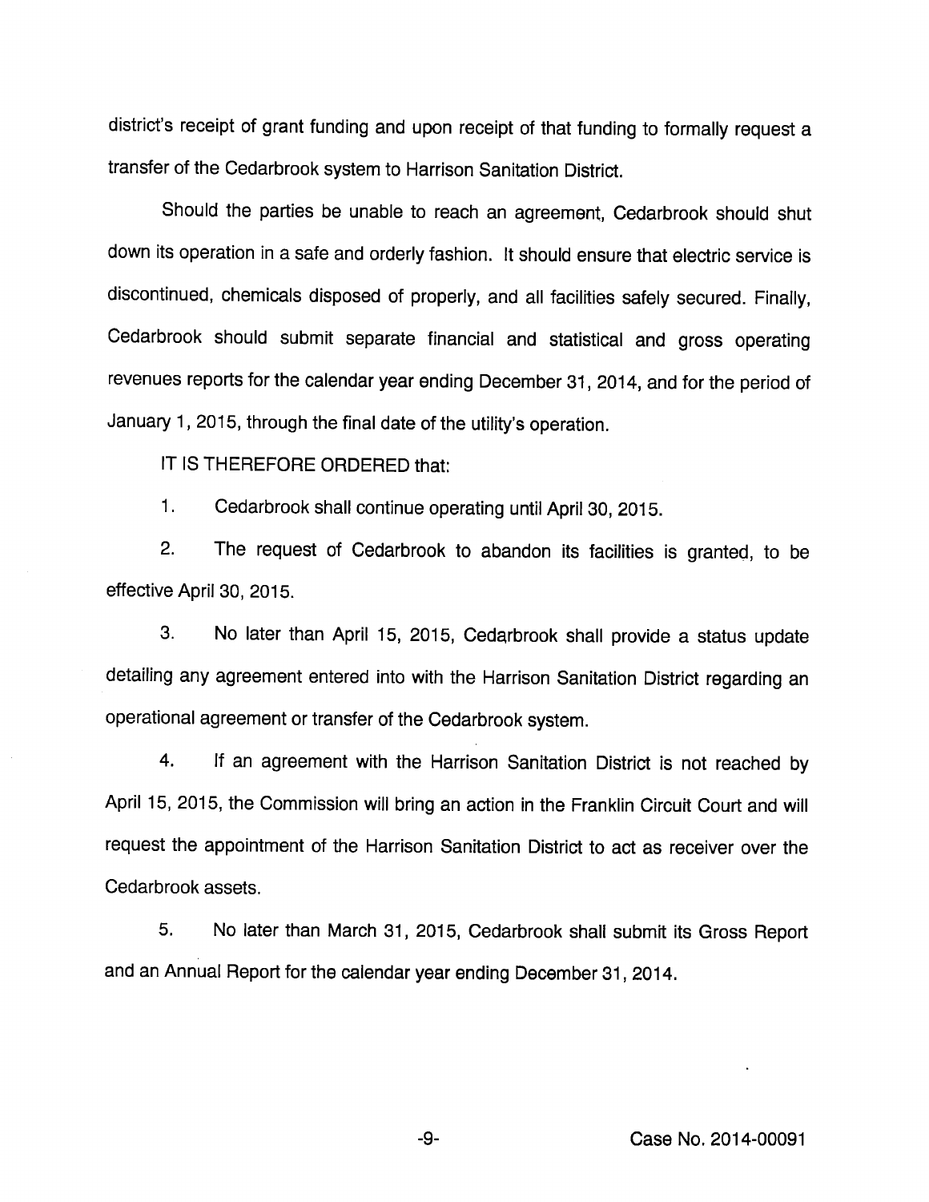district's receipt of grant funding and upon receipt of that funding to formally request a transfer of the Cedarbrook system to Harrison Sanitation District.

Should the parties be unable to reach an agreement, Cedarbrook should shut down its operation in a safe and orderly fashion. It should ensure that electric service is discontinued, chemicals disposed of properly, and all facilities safely secured. Finally, Cedarbrook should submit separate financial and statistical and gross operating revenues reports for the calendar year ending December 31, 2014, and for the period of January 1, 2015, through the final date of the utility's operation.

IT IS THEREFORE ORDERED that:

1. Cedarbrook shall continue operating until April 30, 2015.

2. The request of Cedarbrook to abandon its facilities is granted, to be effective April 30, 2015.

3. No later than April 15, 2015, Cedarbrook shall provide a status update detailing any agreement entered into with the Harrison Sanitation District regarding an operational agreement or transfer of the Cedarbrook system.

4. If an agreement with the Harrison Sanitation District is not reached by April 15, 2015, the Commission will bring an action in the Franklin Circuit Court and will request the appointment of the Harrison Sanitation District to act as receiver over the Cedarbrook assets.

5. No later than March 31, 2015, Cedarbrook shall submit its Gross Report and an Annual Report for the calendar year ending December 31, 2014.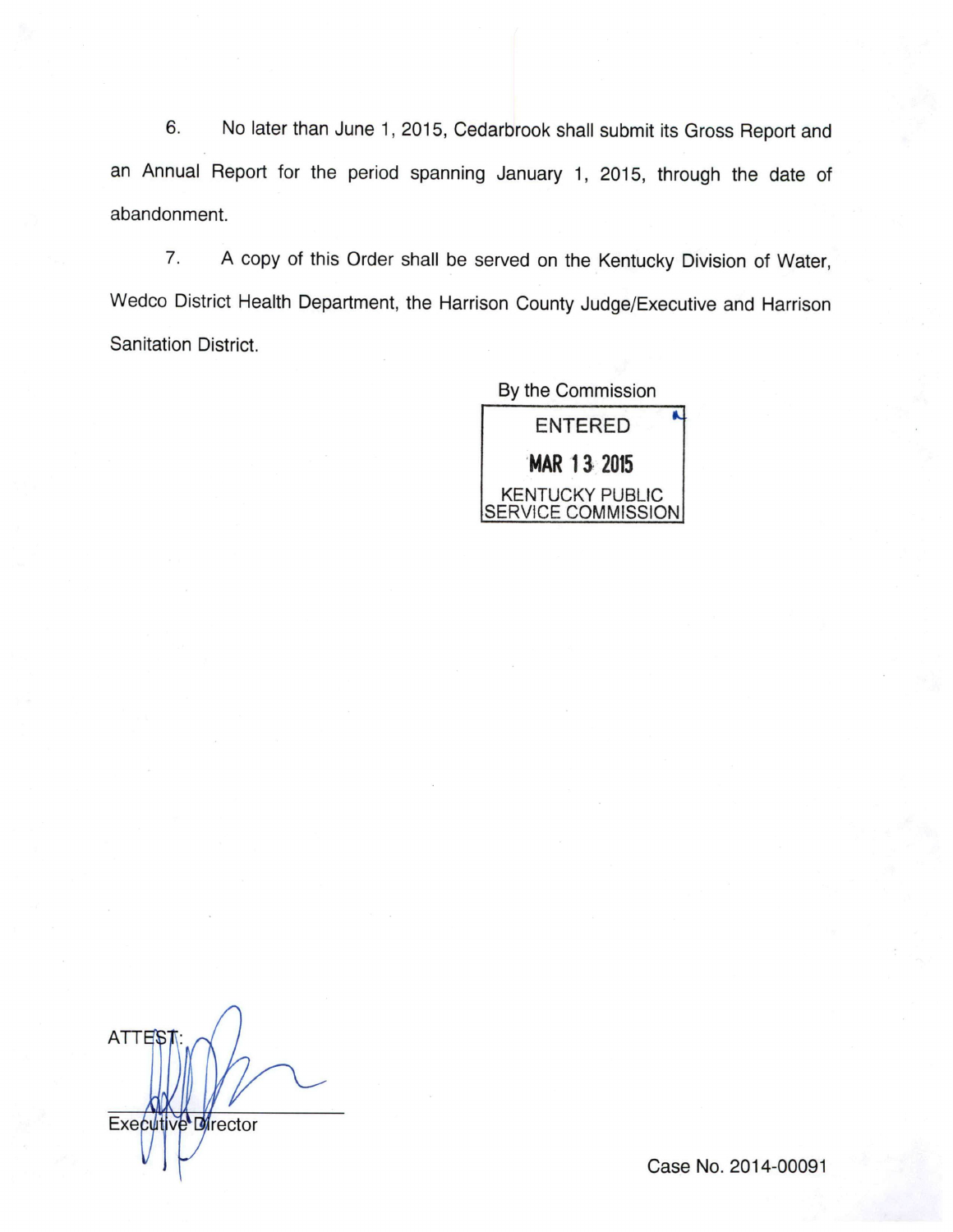6. No later than June 1, 2015, Cedarbrook shall submit its Gross Report and an Annual Report for the period spanning January 1, 2015, through the date of abandonment.

7. A copy of this Order shall be served on the Kentucky Division of Water, Wedco District Health Department, the Harrison County Judge/Executive and Harrison Sanitation District.

By the Commission

ENTERED

MAR 13 2015

KENTUCKY PUBLIC SERVICE COMMISSION

ATTEST:

Executive Director

Case No. 2014-00091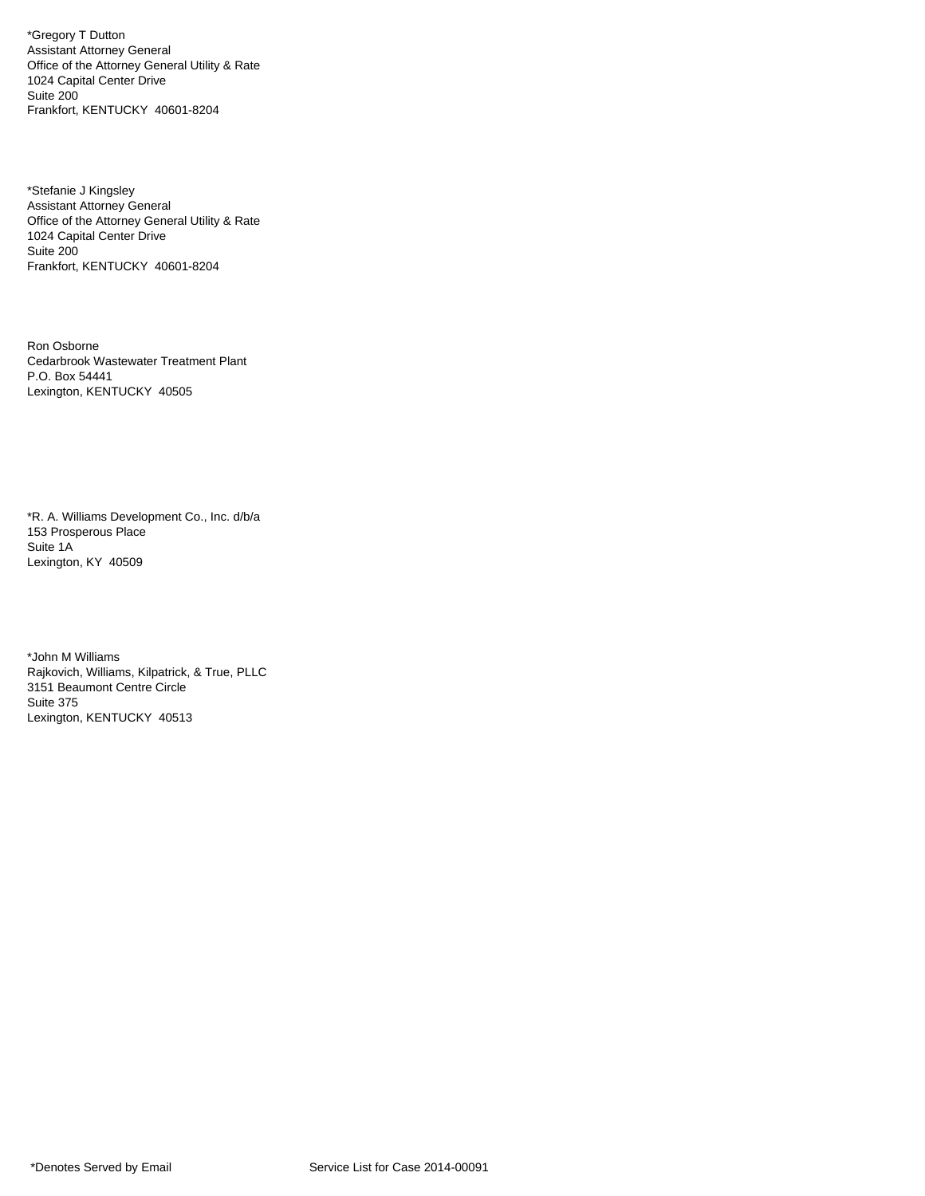*Gregory T Dutton
Assistant Attorney General
Office of the Attorney General Utility & Rate
1024 Capital Center Drive
Suite 200
Frankfort, KENTUCKY 40601-8204

*Stefanie J Kingsley
Assistant Attorney General
Office of the Attorney General Utility & Rate
1024 Capital Center Drive
Suite 200
Frankfort, KENTUCKY 40601-8204

Ron Osborne
Cedarbrook Wastewater Treatment Plant
P.O. Box 54441
Lexington, KENTUCKY 40505

*R. A. Williams Development Co., Inc. d/b/a
153 Prosperous Place
Suite 1A
Lexington, KY 40509

*John M Williams
Rajkovich, Williams, Kilpatrick, & True, PLLC
3151 Beaumont Centre Circle
Suite 375
Lexington, KENTUCKY 40513

*Denotes Served by Email

Service List for Case 2014-00091